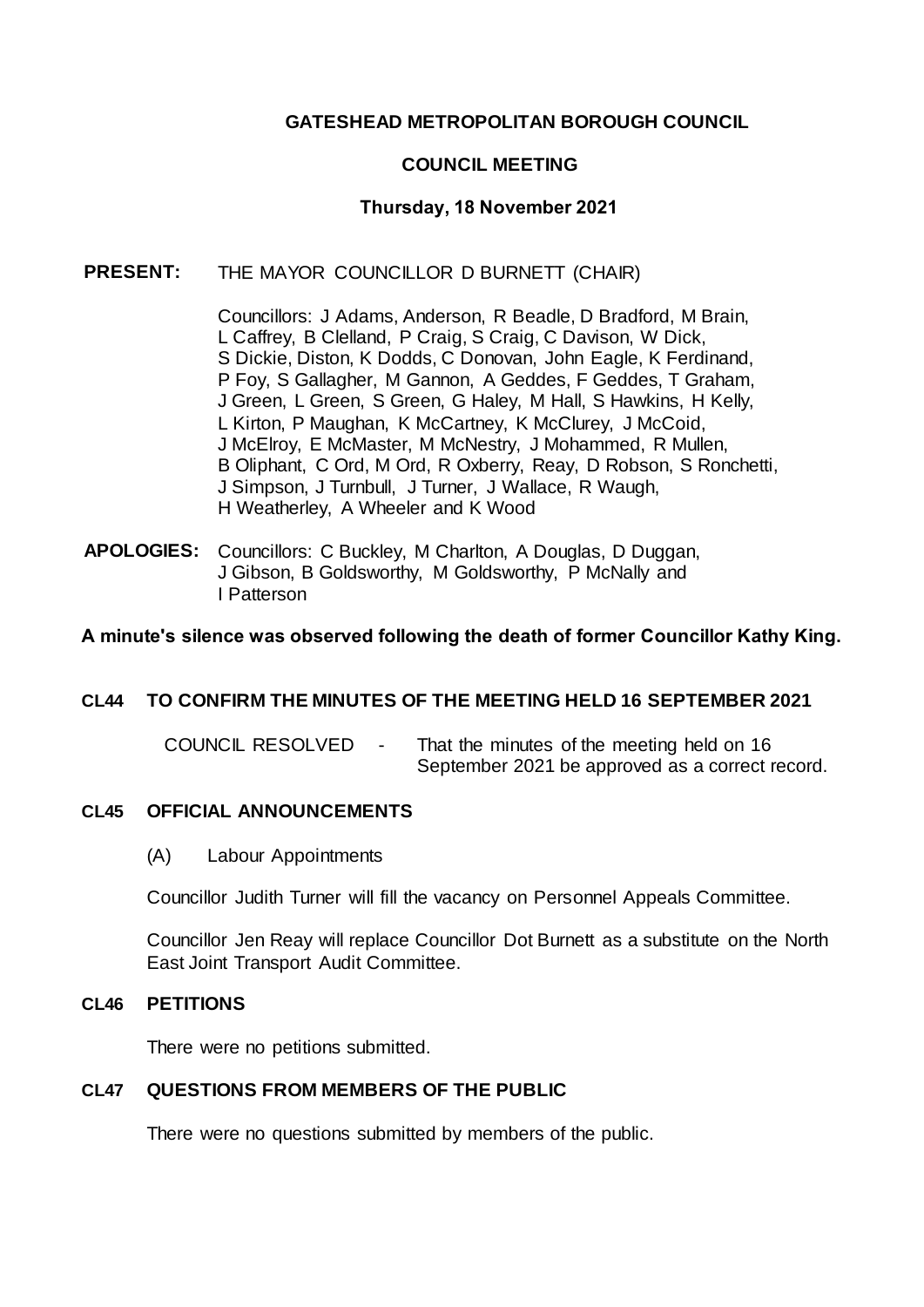# GATESHEAD METROPOLITAN BOROUGH COUNCIL

## COUNCIL MEETING

### Thursday, 18 November 2021

**PRESENT:** THE MAYOR COUNCILLOR D BURNETT (CHAIR)

Councillors: J Adams, Anderson, R Beadle, D Bradford, M Brain, L Caffrey, B Clelland, P Craig, S Craig, C Davison, W Dick, S Dickie, Diston, K Dodds, C Donovan, John Eagle, K Ferdinand, P Foy, S Gallagher, M Gannon, A Geddes, F Geddes, T Graham, J Green, L Green, S Green, G Haley, M Hall, S Hawkins, H Kelly, L Kirton, P Maughan, K McCartney, K McClurey, J McCoid, J McElroy, E McMaster, M McNestry, J Mohammed, R Mullen, B Oliphant, C Ord, M Ord, R Oxberry, Reay, D Robson, S Ronchetti, J Simpson, J Turnbull, J Turner, J Wallace, R Waugh, H Weatherley, A Wheeler and K Wood

**APOLOGIES:** Councillors: C Buckley, M Charlton, A Douglas, D Duggan, J Gibson, B Goldsworthy, M Goldsworthy, P McNally and I Patterson

**A minute's silence was observed following the death of former Councillor Kathy King.**

### CL44 TO CONFIRM THE MINUTES OF THE MEETING HELD 16 SEPTEMBER 2021

COUNCIL RESOLVED - That the minutes of the meeting held on 16 September 2021 be approved as a correct record.

### CL45 OFFICIAL ANNOUNCEMENTS

(A) Labour Appointments

Councillor Judith Turner will fill the vacancy on Personnel Appeals Committee.

Councillor Jen Reay will replace Councillor Dot Burnett as a substitute on the North East Joint Transport Audit Committee.

### CL46 PETITIONS

There were no petitions submitted.

### CL47 QUESTIONS FROM MEMBERS OF THE PUBLIC

There were no questions submitted by members of the public.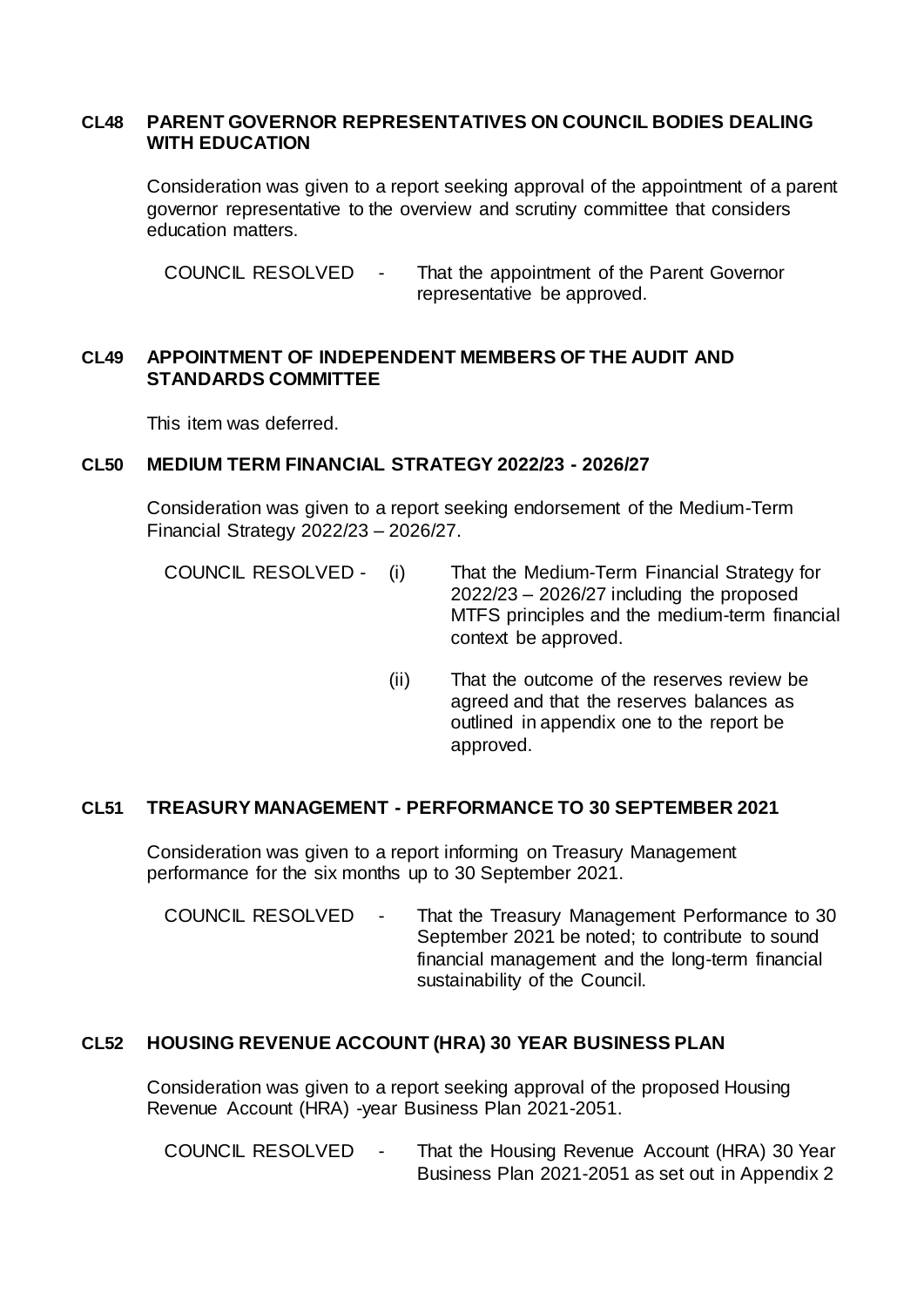## CL48 PARENT GOVERNOR REPRESENTATIVES ON COUNCIL BODIES DEALING WITH EDUCATION

Consideration was given to a report seeking approval of the appointment of a parent governor representative to the overview and scrutiny committee that considers education matters.

COUNCIL RESOLVED - That the appointment of the Parent Governor representative be approved.

## CL49 APPOINTMENT OF INDEPENDENT MEMBERS OF THE AUDIT AND STANDARDS COMMITTEE

This item was deferred.

## CL50 MEDIUM TERM FINANCIAL STRATEGY 2022/23 - 2026/27

Consideration was given to a report seeking endorsement of the Medium-Term Financial Strategy 2022/23 – 2026/27.

COUNCIL RESOLVED -

(i) That the Medium-Term Financial Strategy for 2022/23 – 2026/27 including the proposed MTFS principles and the medium-term financial context be approved.

(ii) That the outcome of the reserves review be agreed and that the reserves balances as outlined in appendix one to the report be approved.

## CL51 TREASURY MANAGEMENT - PERFORMANCE TO 30 SEPTEMBER 2021

Consideration was given to a report informing on Treasury Management performance for the six months up to 30 September 2021.

COUNCIL RESOLVED - That the Treasury Management Performance to 30 September 2021 be noted; to contribute to sound financial management and the long-term financial sustainability of the Council.

## CL52 HOUSING REVENUE ACCOUNT (HRA) 30 YEAR BUSINESS PLAN

Consideration was given to a report seeking approval of the proposed Housing Revenue Account (HRA) -year Business Plan 2021-2051.

COUNCIL RESOLVED - That the Housing Revenue Account (HRA) 30 Year Business Plan 2021-2051 as set out in Appendix 2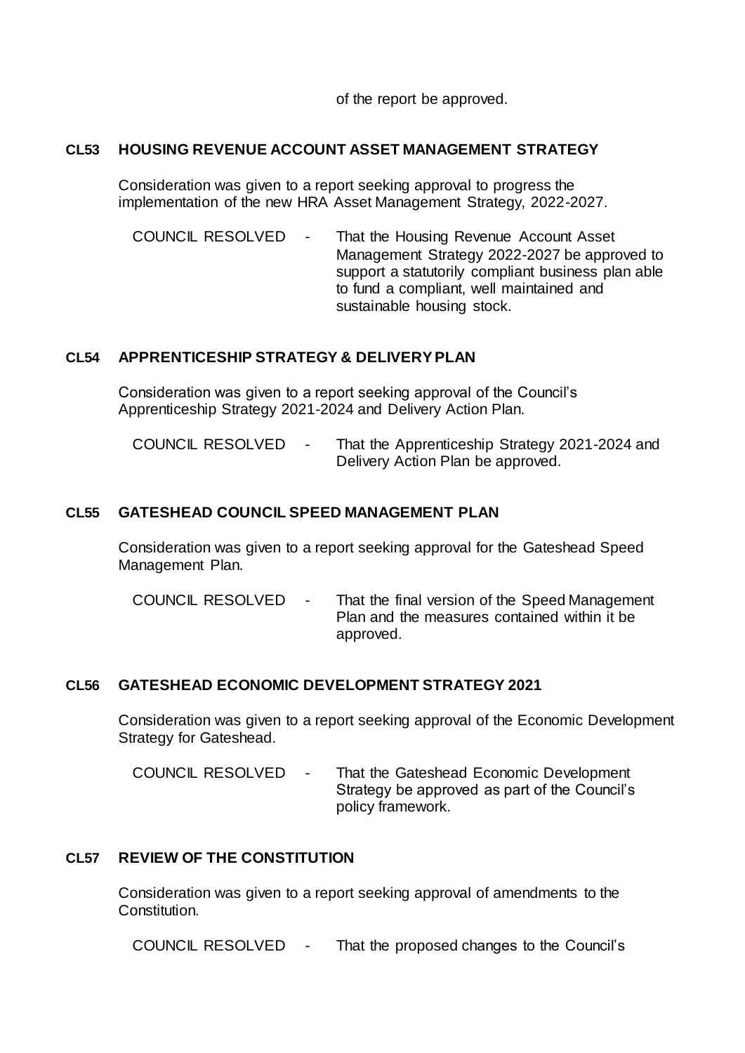of the report be approved.

### CL53 HOUSING REVENUE ACCOUNT ASSET MANAGEMENT STRATEGY

Consideration was given to a report seeking approval to progress the implementation of the new HRA Asset Management Strategy, 2022-2027.

COUNCIL RESOLVED - That the Housing Revenue Account Asset Management Strategy 2022-2027 be approved to support a statutorily compliant business plan able to fund a compliant, well maintained and sustainable housing stock.

### CL54 APPRENTICESHIP STRATEGY & DELIVERY PLAN

Consideration was given to a report seeking approval of the Council's Apprenticeship Strategy 2021-2024 and Delivery Action Plan.

COUNCIL RESOLVED - That the Apprenticeship Strategy 2021-2024 and Delivery Action Plan be approved.

### CL55 GATESHEAD COUNCIL SPEED MANAGEMENT PLAN

Consideration was given to a report seeking approval for the Gateshead Speed Management Plan.

COUNCIL RESOLVED - That the final version of the Speed Management Plan and the measures contained within it be approved.

### CL56 GATESHEAD ECONOMIC DEVELOPMENT STRATEGY 2021

Consideration was given to a report seeking approval of the Economic Development Strategy for Gateshead.

COUNCIL RESOLVED - That the Gateshead Economic Development Strategy be approved as part of the Council's policy framework.

### CL57 REVIEW OF THE CONSTITUTION

Consideration was given to a report seeking approval of amendments to the Constitution.

COUNCIL RESOLVED - That the proposed changes to the Council's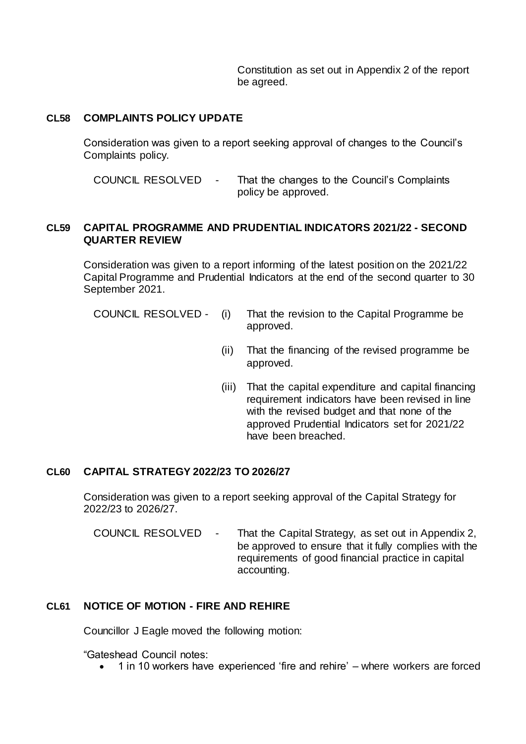Constitution as set out in Appendix 2 of the report be agreed.

### CL58 COMPLAINTS POLICY UPDATE

Consideration was given to a report seeking approval of changes to the Council's Complaints policy.

COUNCIL RESOLVED - That the changes to the Council's Complaints policy be approved.

### CL59 CAPITAL PROGRAMME AND PRUDENTIAL INDICATORS 2021/22 - SECOND QUARTER REVIEW

Consideration was given to a report informing of the latest position on the 2021/22 Capital Programme and Prudential Indicators at the end of the second quarter to 30 September 2021.

COUNCIL RESOLVED -

(i) That the revision to the Capital Programme be approved.

(ii) That the financing of the revised programme be approved.

(iii) That the capital expenditure and capital financing requirement indicators have been revised in line with the revised budget and that none of the approved Prudential Indicators set for 2021/22 have been breached.

### CL60 CAPITAL STRATEGY 2022/23 TO 2026/27

Consideration was given to a report seeking approval of the Capital Strategy for 2022/23 to 2026/27.

COUNCIL RESOLVED - That the Capital Strategy, as set out in Appendix 2, be approved to ensure that it fully complies with the requirements of good financial practice in capital accounting.

### CL61 NOTICE OF MOTION - FIRE AND REHIRE

Councillor J Eagle moved the following motion:

"Gateshead Council notes:

- 1 in 10 workers have experienced 'fire and rehire' – where workers are forced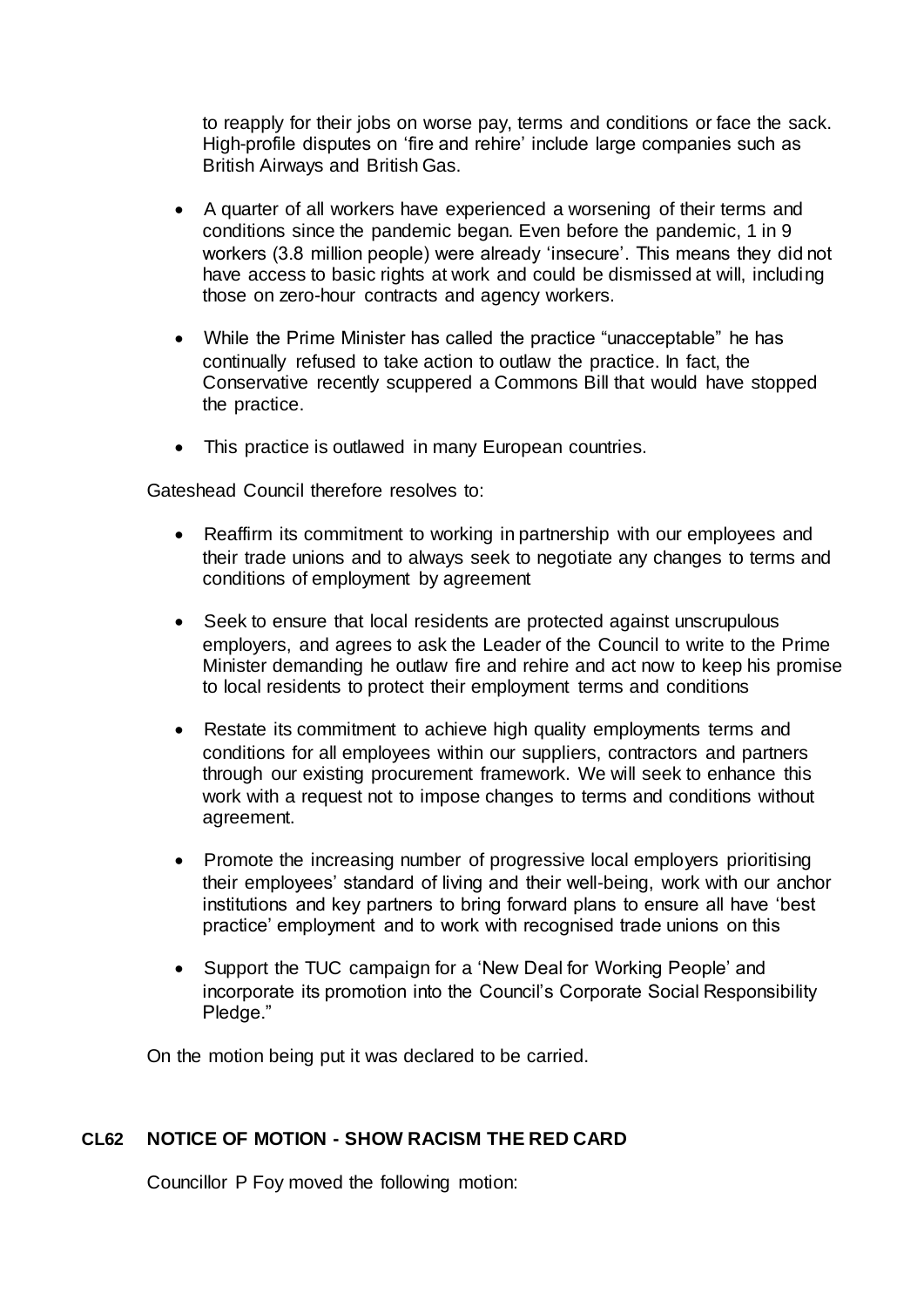to reapply for their jobs on worse pay, terms and conditions or face the sack. High-profile disputes on 'fire and rehire' include large companies such as British Airways and British Gas.

- A quarter of all workers have experienced a worsening of their terms and conditions since the pandemic began. Even before the pandemic, 1 in 9 workers (3.8 million people) were already 'insecure'. This means they did not have access to basic rights at work and could be dismissed at will, including those on zero-hour contracts and agency workers.

- While the Prime Minister has called the practice "unacceptable" he has continually refused to take action to outlaw the practice. In fact, the Conservative recently scuppered a Commons Bill that would have stopped the practice.

- This practice is outlawed in many European countries.

Gateshead Council therefore resolves to:

- Reaffirm its commitment to working in partnership with our employees and their trade unions and to always seek to negotiate any changes to terms and conditions of employment by agreement

- Seek to ensure that local residents are protected against unscrupulous employers, and agrees to ask the Leader of the Council to write to the Prime Minister demanding he outlaw fire and rehire and act now to keep his promise to local residents to protect their employment terms and conditions

- Restate its commitment to achieve high quality employments terms and conditions for all employees within our suppliers, contractors and partners through our existing procurement framework. We will seek to enhance this work with a request not to impose changes to terms and conditions without agreement.

- Promote the increasing number of progressive local employers prioritising their employees' standard of living and their well-being, work with our anchor institutions and key partners to bring forward plans to ensure all have 'best practice' employment and to work with recognised trade unions on this

- Support the TUC campaign for a 'New Deal for Working People' and incorporate its promotion into the Council's Corporate Social Responsibility Pledge."

On the motion being put it was declared to be carried.

## CL62 NOTICE OF MOTION - SHOW RACISM THE RED CARD

Councillor P Foy moved the following motion: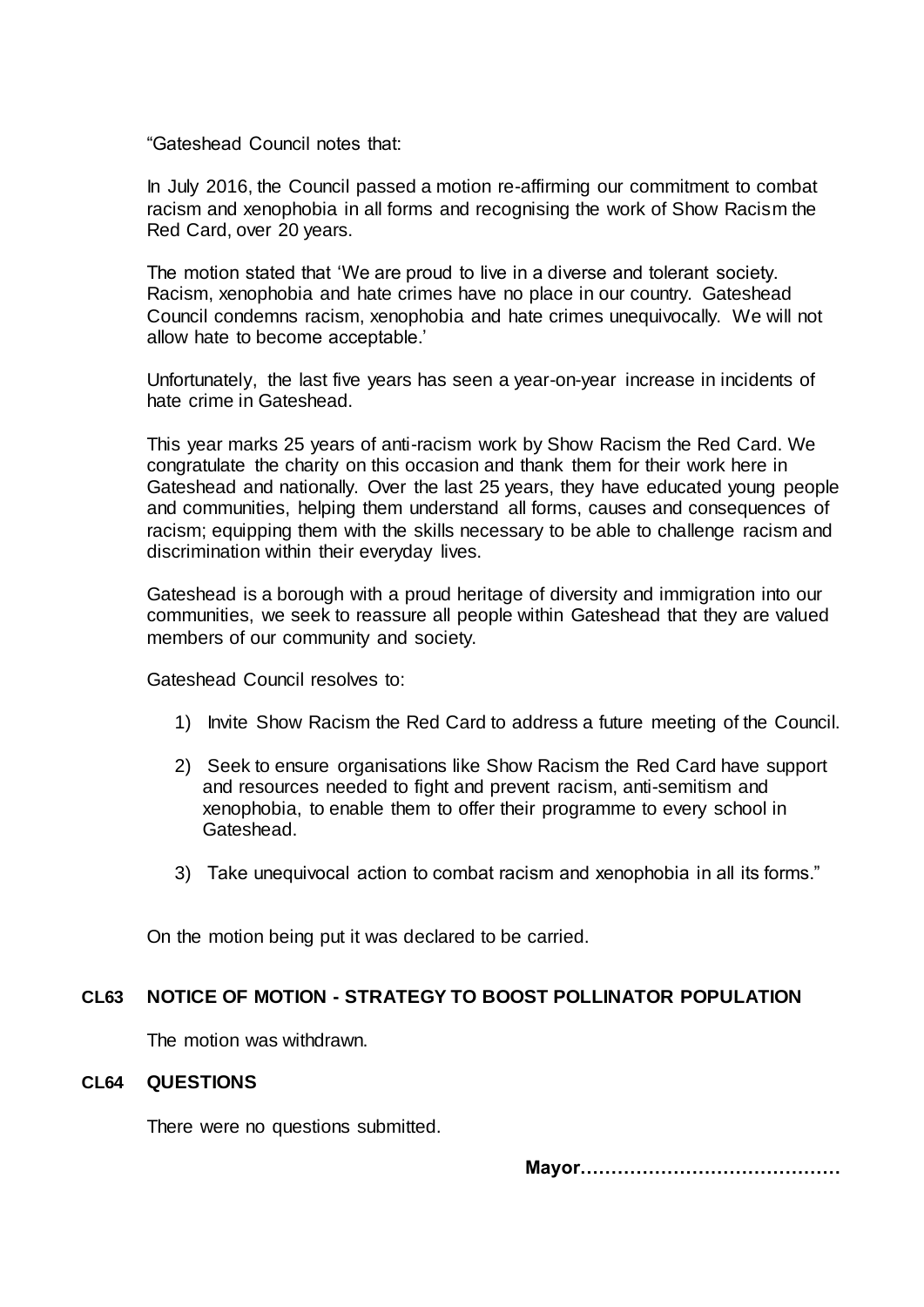"Gateshead Council notes that:

In July 2016, the Council passed a motion re-affirming our commitment to combat racism and xenophobia in all forms and recognising the work of Show Racism the Red Card, over 20 years.

The motion stated that 'We are proud to live in a diverse and tolerant society. Racism, xenophobia and hate crimes have no place in our country. Gateshead Council condemns racism, xenophobia and hate crimes unequivocally. We will not allow hate to become acceptable.'

Unfortunately, the last five years has seen a year-on-year increase in incidents of hate crime in Gateshead.

This year marks 25 years of anti-racism work by Show Racism the Red Card. We congratulate the charity on this occasion and thank them for their work here in Gateshead and nationally. Over the last 25 years, they have educated young people and communities, helping them understand all forms, causes and consequences of racism; equipping them with the skills necessary to be able to challenge racism and discrimination within their everyday lives.

Gateshead is a borough with a proud heritage of diversity and immigration into our communities, we seek to reassure all people within Gateshead that they are valued members of our community and society.

Gateshead Council resolves to:

1) Invite Show Racism the Red Card to address a future meeting of the Council.
2) Seek to ensure organisations like Show Racism the Red Card have support and resources needed to fight and prevent racism, anti-semitism and xenophobia, to enable them to offer their programme to every school in Gateshead.
3) Take unequivocal action to combat racism and xenophobia in all its forms."

On the motion being put it was declared to be carried.

## CL63 NOTICE OF MOTION - STRATEGY TO BOOST POLLINATOR POPULATION

The motion was withdrawn.

## CL64 QUESTIONS

There were no questions submitted.

**Mayor……………………………………**